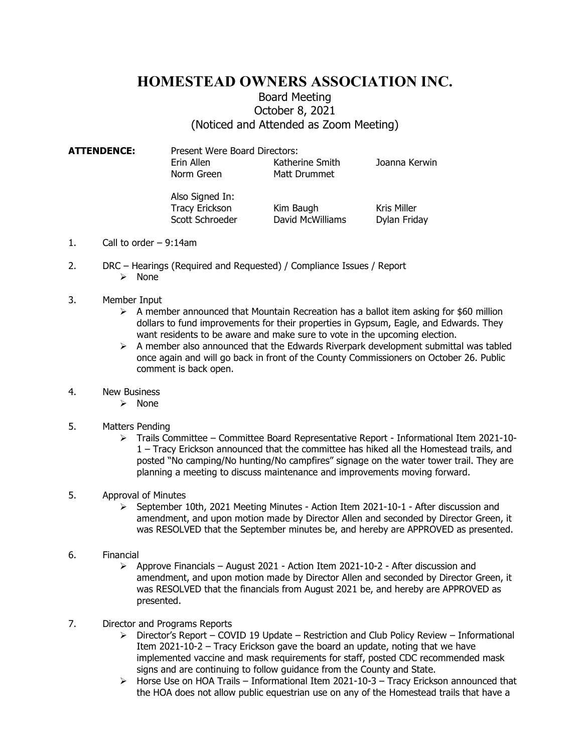# HOMESTEAD OWNERS ASSOCIATION INC.

## Board Meeting
## October 8, 2021
## (Noticed and Attended as Zoom Meeting)

**ATTENDENCE:** Present Were Board Directors:

| | | |
|---|---|---|
| Erin Allen | Katherine Smith | Joanna Kerwin |
| Norm Green | Matt Drummet | |

Also Signed In:

| | | |
|---|---|---|
| Tracy Erickson | Kim Baugh | Kris Miller |
| Scott Schroeder | David McWilliams | Dylan Friday |

1. Call to order – 9:14am

2. DRC – Hearings (Required and Requested) / Compliance Issues / Report
   - None

3. Member Input
   - A member announced that Mountain Recreation has a ballot item asking for $60 million dollars to fund improvements for their properties in Gypsum, Eagle, and Edwards. They want residents to be aware and make sure to vote in the upcoming election.
   - A member also announced that the Edwards Riverpark development submittal was tabled once again and will go back in front of the County Commissioners on October 26. Public comment is back open.

4. New Business
   - None

5. Matters Pending
   - Trails Committee – Committee Board Representative Report - Informational Item 2021-10-1 – Tracy Erickson announced that the committee has hiked all the Homestead trails, and posted "No camping/No hunting/No campfires" signage on the water tower trail. They are planning a meeting to discuss maintenance and improvements moving forward.

5. Approval of Minutes
   - September 10th, 2021 Meeting Minutes - Action Item 2021-10-1 - After discussion and amendment, and upon motion made by Director Allen and seconded by Director Green, it was RESOLVED that the September minutes be, and hereby are APPROVED as presented.

6. Financial
   - Approve Financials – August 2021 - Action Item 2021-10-2 - After discussion and amendment, and upon motion made by Director Allen and seconded by Director Green, it was RESOLVED that the financials from August 2021 be, and hereby are APPROVED as presented.

7. Director and Programs Reports
   - Director's Report – COVID 19 Update – Restriction and Club Policy Review – Informational Item 2021-10-2 – Tracy Erickson gave the board an update, noting that we have implemented vaccine and mask requirements for staff, posted CDC recommended mask signs and are continuing to follow guidance from the County and State.
   - Horse Use on HOA Trails – Informational Item 2021-10-3 – Tracy Erickson announced that the HOA does not allow public equestrian use on any of the Homestead trails that have a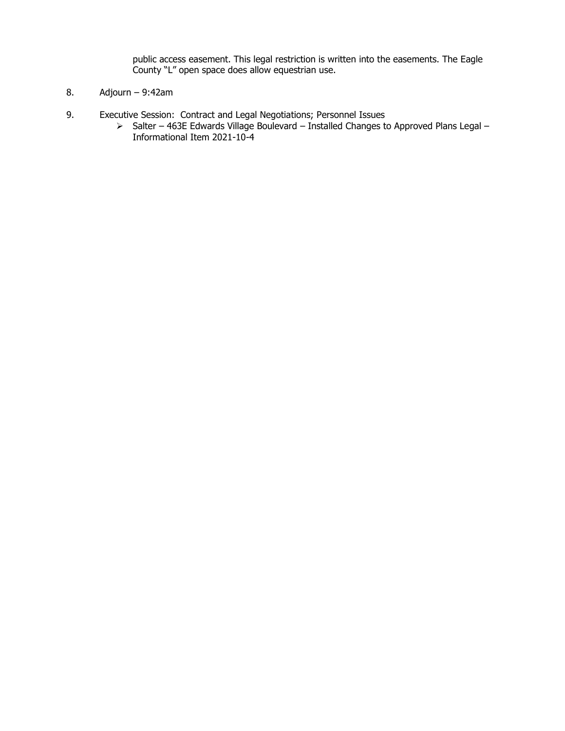public access easement. This legal restriction is written into the easements. The Eagle County "L" open space does allow equestrian use.

8. Adjourn – 9:42am

9. Executive Session: Contract and Legal Negotiations; Personnel Issues
   - Salter – 463E Edwards Village Boulevard – Installed Changes to Approved Plans Legal – Informational Item 2021-10-4